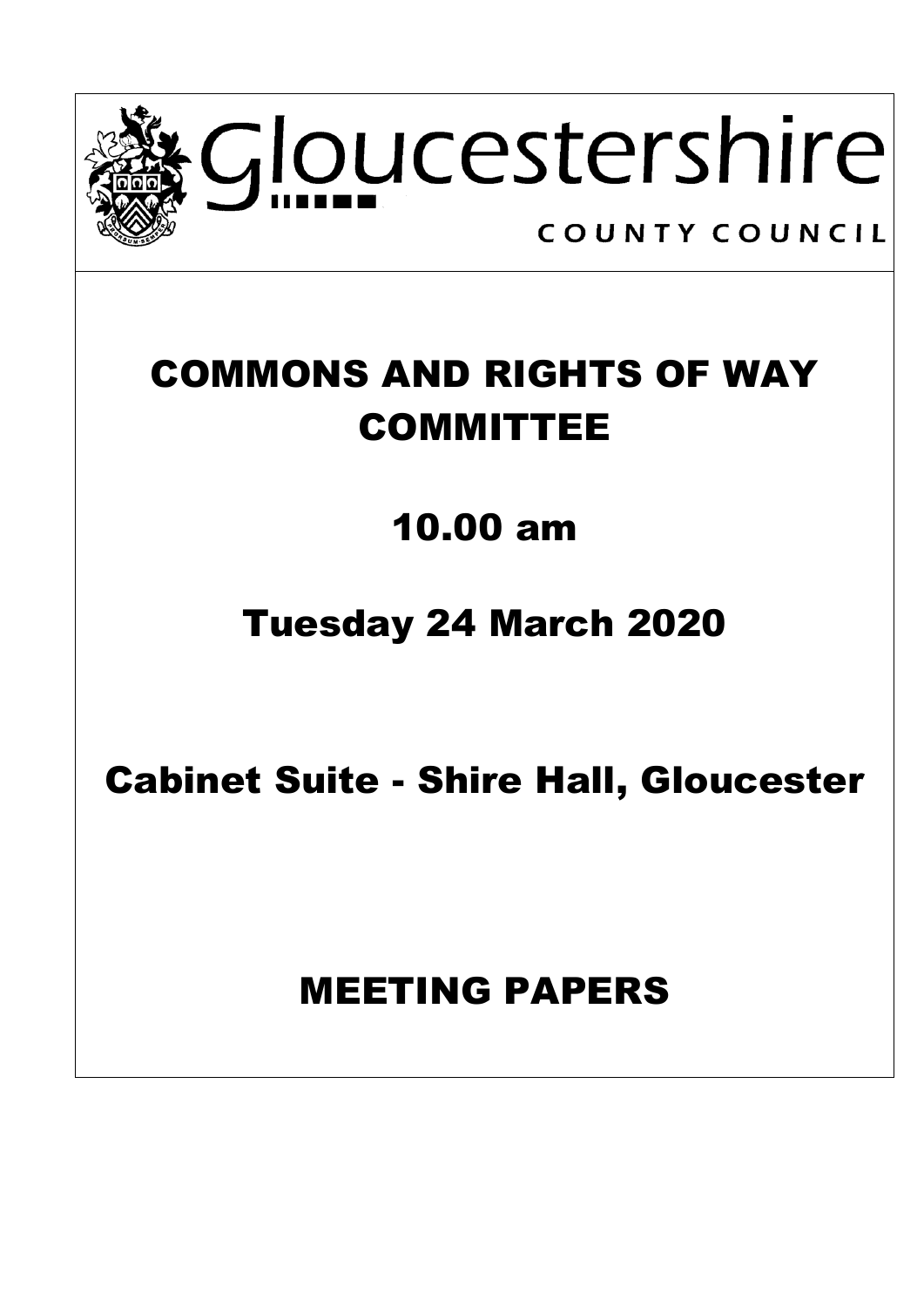Gloucestershire

COUNTY COUNCIL

# COMMONS AND RIGHTS OF WAY COMMITTEE

## 10.00 am

## Tuesday 24 March 2020

## Cabinet Suite - Shire Hall, Gloucester

# MEETING PAPERS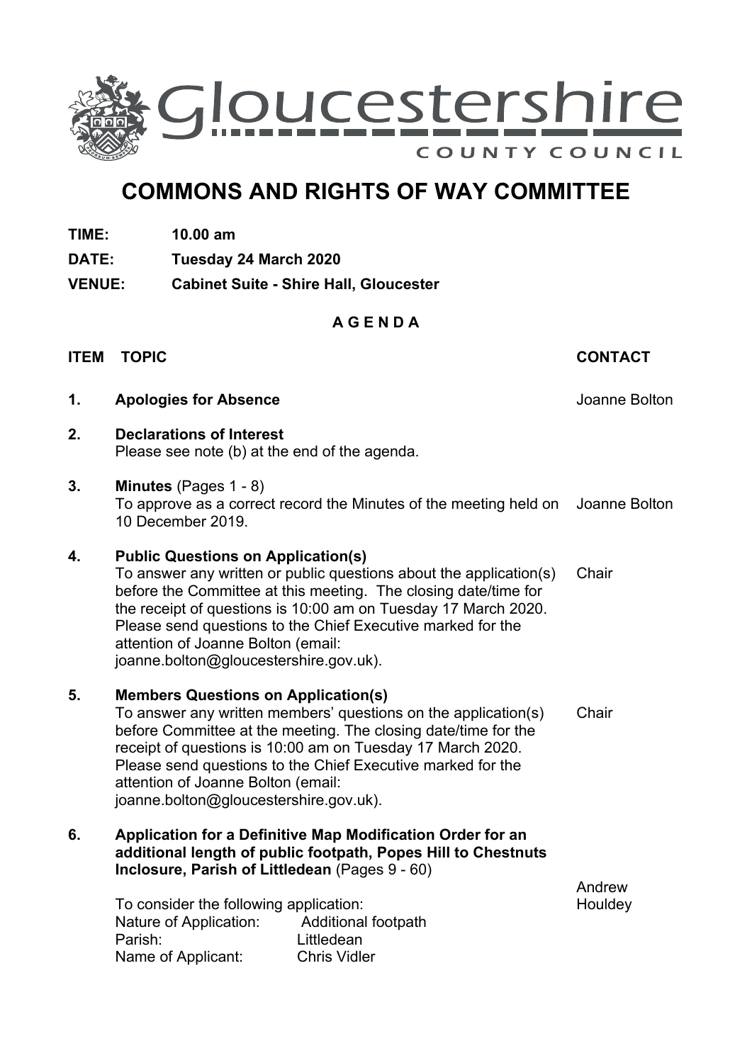Gloucestershire
COUNTY COUNCIL

# COMMONS AND RIGHTS OF WAY COMMITTEE

**TIME:** **10.00 am**

**DATE:** **Tuesday 24 March 2020**

**VENUE:** **Cabinet Suite - Shire Hall, Gloucester**

**A G E N D A**

| ITEM | TOPIC | CONTACT |
|---|---|---|
| **1.** | **Apologies for Absence** | Joanne Bolton |
| **2.** | **Declarations of Interest**<br>Please see note (b) at the end of the agenda. | |
| **3.** | **Minutes** (Pages 1 - 8)<br>To approve as a correct record the Minutes of the meeting held on 10 December 2019. | Joanne Bolton |
| **4.** | **Public Questions on Application(s)**<br>To answer any written or public questions about the application(s) before the Committee at this meeting. The closing date/time for the receipt of questions is 10:00 am on Tuesday 17 March 2020. Please send questions to the Chief Executive marked for the attention of Joanne Bolton (email: joanne.bolton@gloucestershire.gov.uk). | Chair |
| **5.** | **Members Questions on Application(s)**<br>To answer any written members' questions on the application(s) before Committee at the meeting. The closing date/time for the receipt of questions is 10:00 am on Tuesday 17 March 2020. Please send questions to the Chief Executive marked for the attention of Joanne Bolton (email: joanne.bolton@gloucestershire.gov.uk). | Chair |
| **6.** | **Application for a Definitive Map Modification Order for an additional length of public footpath, Popes Hill to Chestnuts Inclosure, Parish of Littledean** (Pages 9 - 60)<br><br>To consider the following application:<br>Nature of Application: Additional footpath<br>Parish: Littledean<br>Name of Applicant: Chris Vidler | Andrew Houldey |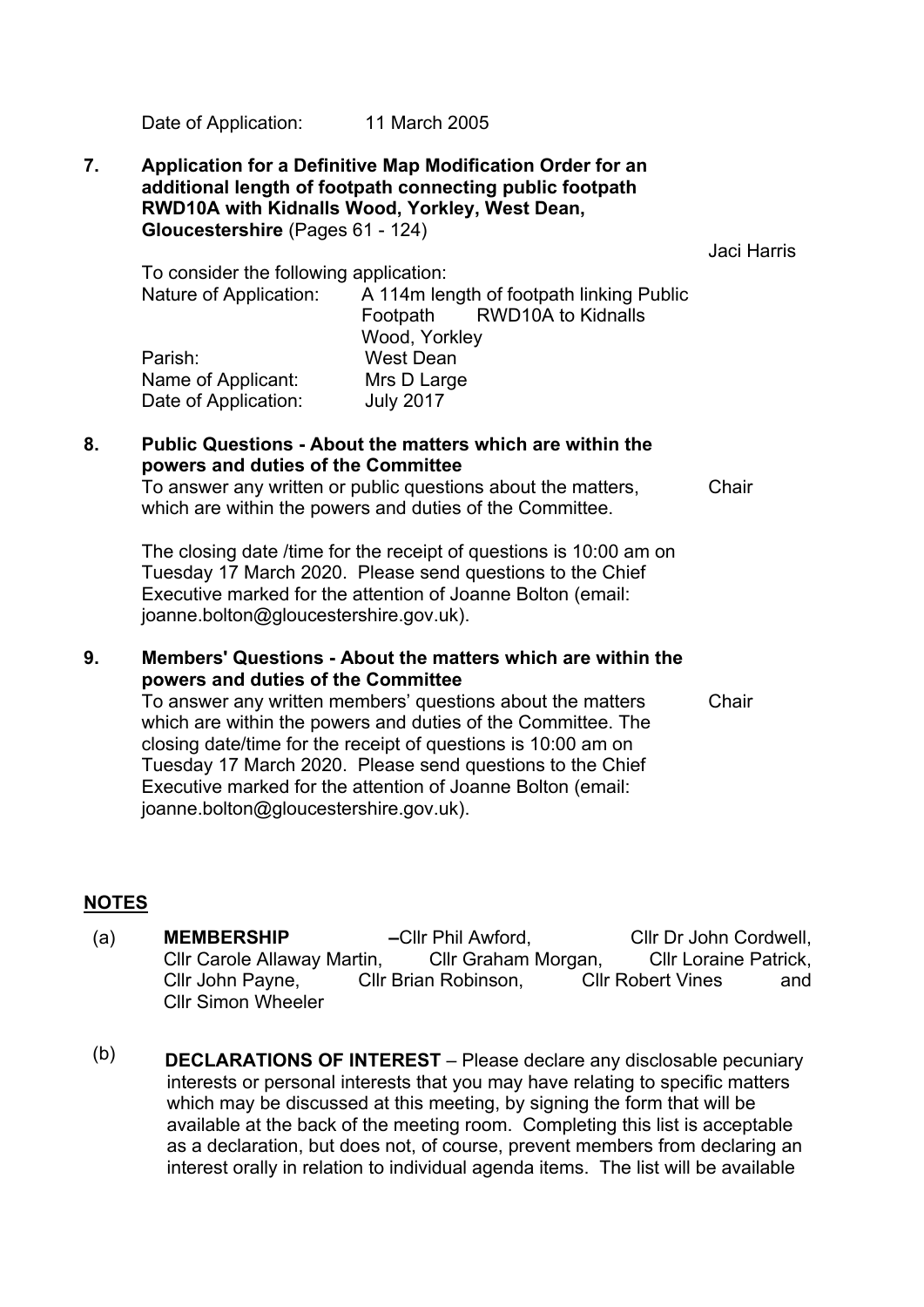Date of Application: 11 March 2005

**7. Application for a Definitive Map Modification Order for an additional length of footpath connecting public footpath RWD10A with Kidnalls Wood, Yorkley, West Dean, Gloucestershire** (Pages 61 - 124)

Jaci Harris

To consider the following application:

| | |
|---|---|
| Nature of Application: | A 114m length of footpath linking Public Footpath RWD10A to Kidnalls Wood, Yorkley |
| Parish: | West Dean |
| Name of Applicant: | Mrs D Large |
| Date of Application: | July 2017 |

**8. Public Questions - About the matters which are within the powers and duties of the Committee**

To answer any written or public questions about the matters, which are within the powers and duties of the Committee. — Chair

The closing date /time for the receipt of questions is 10:00 am on Tuesday 17 March 2020. Please send questions to the Chief Executive marked for the attention of Joanne Bolton (email: joanne.bolton@gloucestershire.gov.uk).

**9. Members' Questions - About the matters which are within the powers and duties of the Committee**

To answer any written members' questions about the matters which are within the powers and duties of the Committee. The closing date/time for the receipt of questions is 10:00 am on Tuesday 17 March 2020. Please send questions to the Chief Executive marked for the attention of Joanne Bolton (email: joanne.bolton@gloucestershire.gov.uk). — Chair

## NOTES

(a) **MEMBERSHIP** – Cllr Phil Awford, Cllr Dr John Cordwell, Cllr Carole Allaway Martin, Cllr Graham Morgan, Cllr Loraine Patrick, Cllr John Payne, Cllr Brian Robinson, Cllr Robert Vines and Cllr Simon Wheeler

(b) **DECLARATIONS OF INTEREST** – Please declare any disclosable pecuniary interests or personal interests that you may have relating to specific matters which may be discussed at this meeting, by signing the form that will be available at the back of the meeting room. Completing this list is acceptable as a declaration, but does not, of course, prevent members from declaring an interest orally in relation to individual agenda items. The list will be available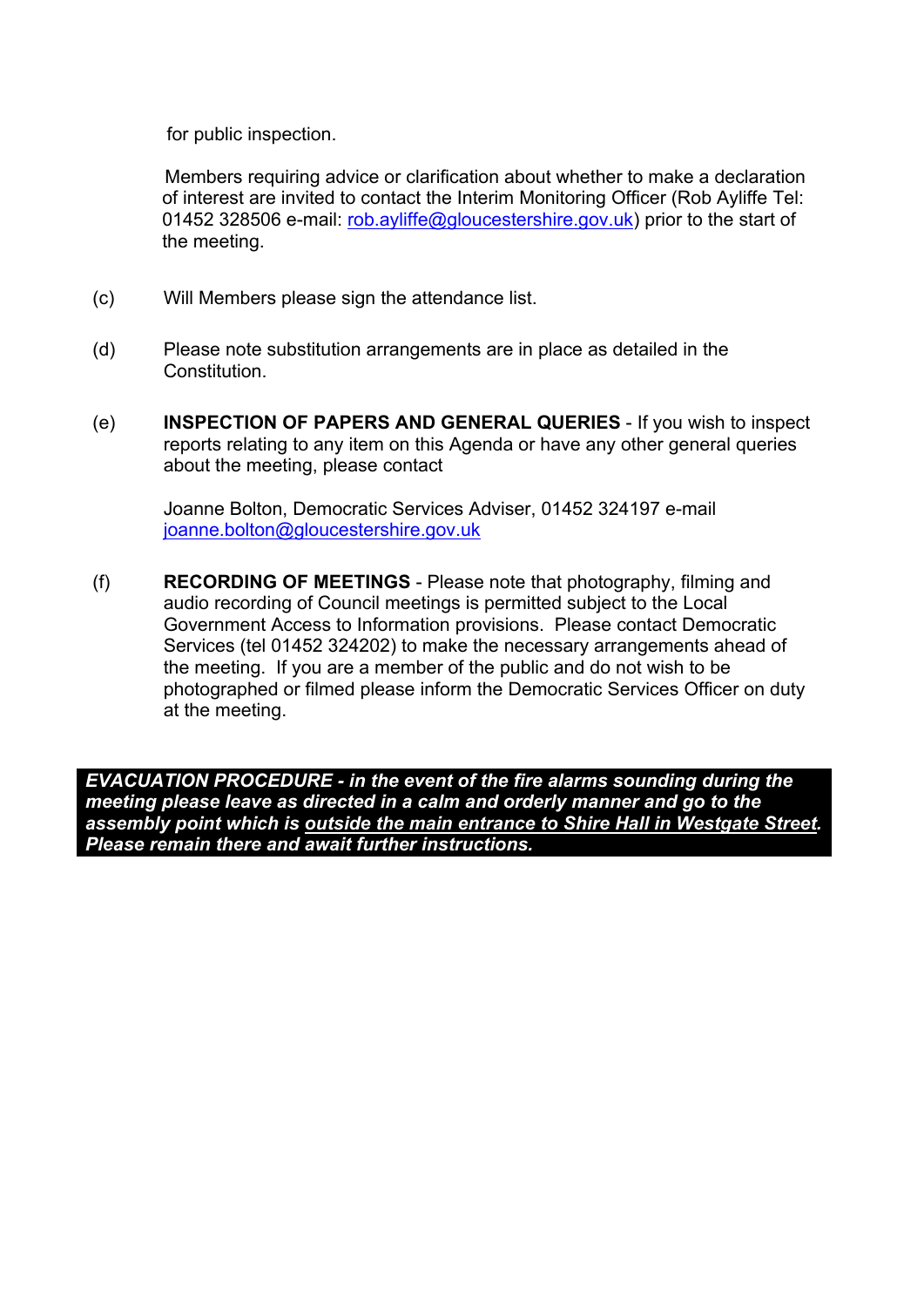for public inspection.

Members requiring advice or clarification about whether to make a declaration of interest are invited to contact the Interim Monitoring Officer (Rob Ayliffe Tel: 01452 328506 e-mail: rob.ayliffe@gloucestershire.gov.uk) prior to the start of the meeting.

(c) Will Members please sign the attendance list.

(d) Please note substitution arrangements are in place as detailed in the Constitution.

(e) **INSPECTION OF PAPERS AND GENERAL QUERIES** - If you wish to inspect reports relating to any item on this Agenda or have any other general queries about the meeting, please contact

Joanne Bolton, Democratic Services Adviser, 01452 324197 e-mail joanne.bolton@gloucestershire.gov.uk

(f) **RECORDING OF MEETINGS** - Please note that photography, filming and audio recording of Council meetings is permitted subject to the Local Government Access to Information provisions. Please contact Democratic Services (tel 01452 324202) to make the necessary arrangements ahead of the meeting. If you are a member of the public and do not wish to be photographed or filmed please inform the Democratic Services Officer on duty at the meeting.

***EVACUATION PROCEDURE - in the event of the fire alarms sounding during the meeting please leave as directed in a calm and orderly manner and go to the assembly point which is outside the main entrance to Shire Hall in Westgate Street. Please remain there and await further instructions.***